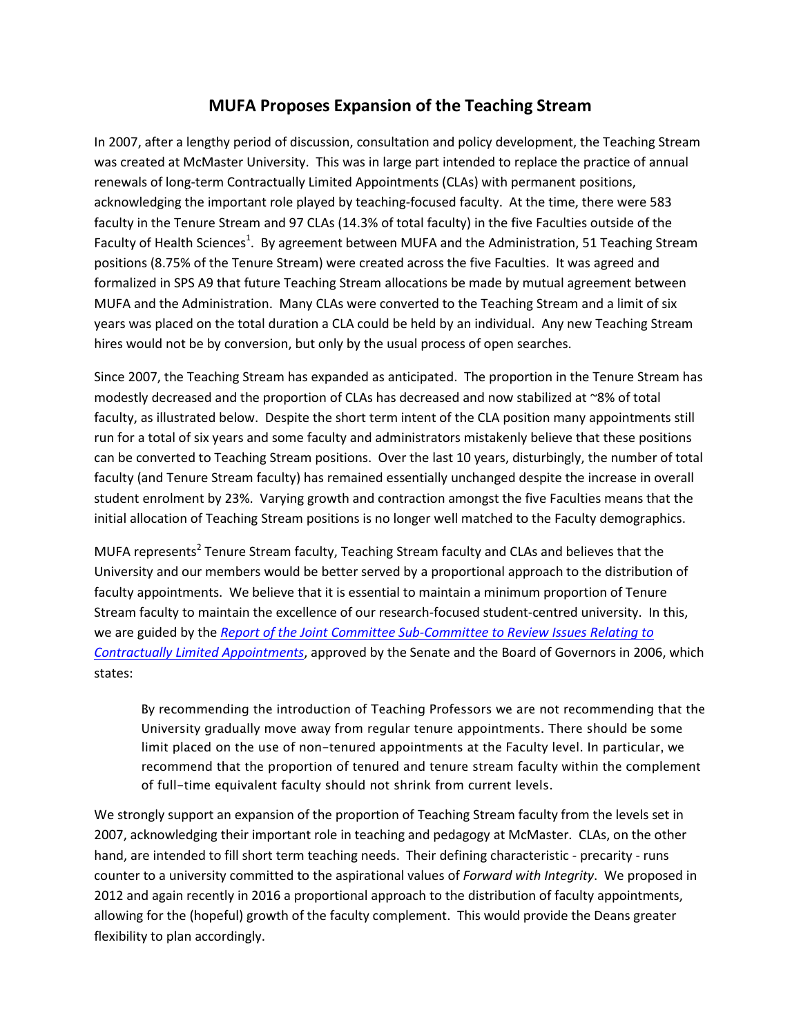# MUFA Proposes Expansion of the Teaching Stream

In 2007, after a lengthy period of discussion, consultation and policy development, the Teaching Stream was created at McMaster University. This was in large part intended to replace the practice of annual renewals of long-term Contractually Limited Appointments (CLAs) with permanent positions, acknowledging the important role played by teaching-focused faculty. At the time, there were 583 faculty in the Tenure Stream and 97 CLAs (14.3% of total faculty) in the five Faculties outside of the Faculty of Health Sciences[1]. By agreement between MUFA and the Administration, 51 Teaching Stream positions (8.75% of the Tenure Stream) were created across the five Faculties. It was agreed and formalized in SPS A9 that future Teaching Stream allocations be made by mutual agreement between MUFA and the Administration. Many CLAs were converted to the Teaching Stream and a limit of six years was placed on the total duration a CLA could be held by an individual. Any new Teaching Stream hires would not be by conversion, but only by the usual process of open searches.

Since 2007, the Teaching Stream has expanded as anticipated. The proportion in the Tenure Stream has modestly decreased and the proportion of CLAs has decreased and now stabilized at ~8% of total faculty, as illustrated below. Despite the short term intent of the CLA position many appointments still run for a total of six years and some faculty and administrators mistakenly believe that these positions can be converted to Teaching Stream positions. Over the last 10 years, disturbingly, the number of total faculty (and Tenure Stream faculty) has remained essentially unchanged despite the increase in overall student enrolment by 23%. Varying growth and contraction amongst the five Faculties means that the initial allocation of Teaching Stream positions is no longer well matched to the Faculty demographics.

MUFA represents[2] Tenure Stream faculty, Teaching Stream faculty and CLAs and believes that the University and our members would be better served by a proportional approach to the distribution of faculty appointments. We believe that it is essential to maintain a minimum proportion of Tenure Stream faculty to maintain the excellence of our research-focused student-centred university. In this, we are guided by the *Report of the Joint Committee Sub-Committee to Review Issues Relating to Contractually Limited Appointments*, approved by the Senate and the Board of Governors in 2006, which states:

> By recommending the introduction of Teaching Professors we are not recommending that the University gradually move away from regular tenure appointments. There should be some limit placed on the use of non-tenured appointments at the Faculty level. In particular, we recommend that the proportion of tenured and tenure stream faculty within the complement of full-time equivalent faculty should not shrink from current levels.

We strongly support an expansion of the proportion of Teaching Stream faculty from the levels set in 2007, acknowledging their important role in teaching and pedagogy at McMaster. CLAs, on the other hand, are intended to fill short term teaching needs. Their defining characteristic - precarity - runs counter to a university committed to the aspirational values of *Forward with Integrity*. We proposed in 2012 and again recently in 2016 a proportional approach to the distribution of faculty appointments, allowing for the (hopeful) growth of the faculty complement. This would provide the Deans greater flexibility to plan accordingly.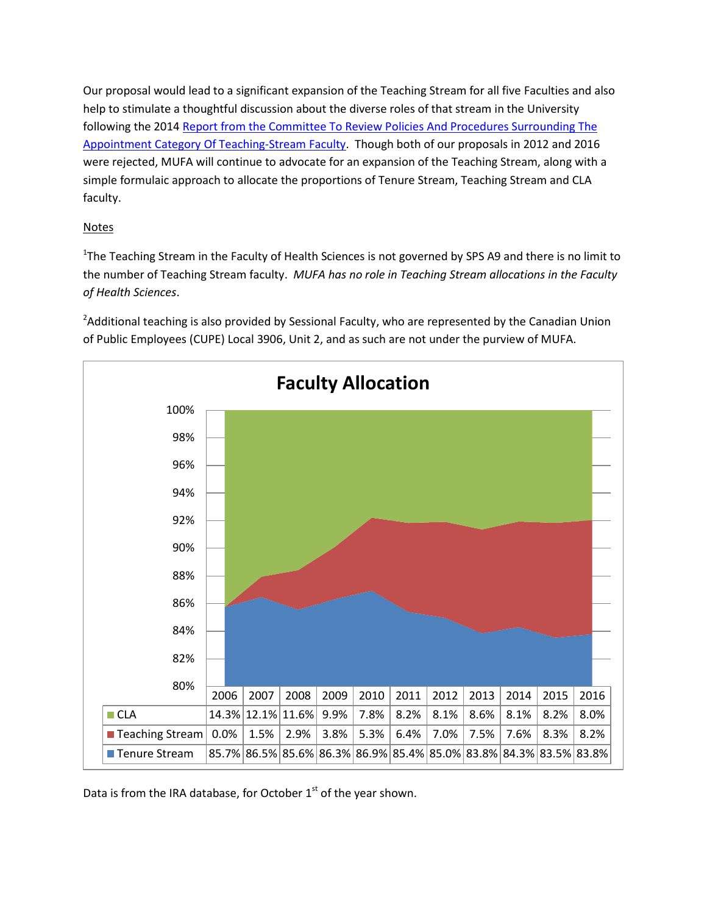Our proposal would lead to a significant expansion of the Teaching Stream for all five Faculties and also help to stimulate a thoughtful discussion about the diverse roles of that stream in the University following the 2014 Report from the Committee To Review Policies And Procedures Surrounding The Appointment Category Of Teaching-Stream Faculty. Though both of our proposals in 2012 and 2016 were rejected, MUFA will continue to advocate for an expansion of the Teaching Stream, along with a simple formulaic approach to allocate the proportions of Tenure Stream, Teaching Stream and CLA faculty.

Notes

[1]The Teaching Stream in the Faculty of Health Sciences is not governed by SPS A9 and there is no limit to the number of Teaching Stream faculty. *MUFA has no role in Teaching Stream allocations in the Faculty of Health Sciences*.

[2]Additional teaching is also provided by Sessional Faculty, who are represented by the Canadian Union of Public Employees (CUPE) Local 3906, Unit 2, and as such are not under the purview of MUFA.

Faculty Allocation

100%
98%
96%
94%
92%
90%
88%
86%
84%
82%
80%

2006 2007 2008 2009 2010 2011 2012 2013 2014 2015 2016

CLA 14.3% 12.1% 11.6% 9.9% 7.8% 8.2% 8.1% 8.6% 8.1% 8.2% 8.0%

Teaching Stream 0.0% 1.5% 2.9% 3.8% 5.3% 6.4% 7.0% 7.5% 7.6% 8.3% 8.2%

Tenure Stream 85.7% 86.5% 85.6% 86.3% 86.9% 85.4% 85.0% 83.8% 84.3% 83.5% 83.8%

Data is from the IRA database, for October 1st of the year shown.